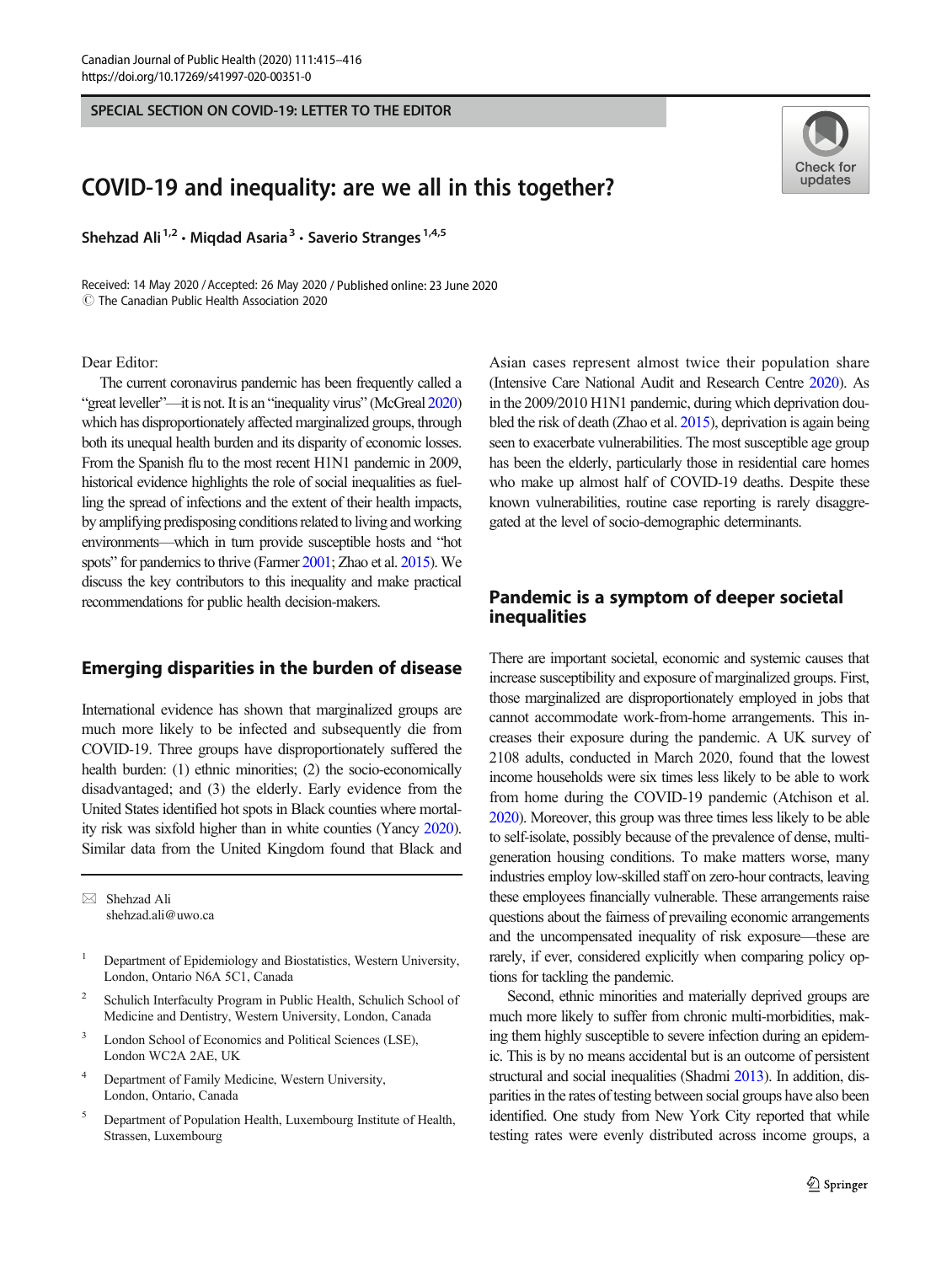SPECIAL SECTION ON COVID-19: LETTER TO THE EDITOR

# COVID-19 and inequality: are we all in this together?

Shehzad Ali[1,2] · Miqdad Asaria[3] · Saverio Stranges[1,4,5]

Received: 14 May 2020 / Accepted: 26 May 2020 / Published online: 23 June 2020
© The Canadian Public Health Association 2020

Dear Editor:

The current coronavirus pandemic has been frequently called a "great leveller"—it is not. It is an "inequality virus" (McGreal 2020) which has disproportionately affected marginalized groups, through both its unequal health burden and its disparity of economic losses. From the Spanish flu to the most recent H1N1 pandemic in 2009, historical evidence highlights the role of social inequalities as fuelling the spread of infections and the extent of their health impacts, by amplifying predisposing conditions related to living and working environments—which in turn provide susceptible hosts and "hot spots" for pandemics to thrive (Farmer 2001; Zhao et al. 2015). We discuss the key contributors to this inequality and make practical recommendations for public health decision-makers.

## Emerging disparities in the burden of disease

International evidence has shown that marginalized groups are much more likely to be infected and subsequently die from COVID-19. Three groups have disproportionately suffered the health burden: (1) ethnic minorities; (2) the socio-economically disadvantaged; and (3) the elderly. Early evidence from the United States identified hot spots in Black counties where mortality risk was sixfold higher than in white counties (Yancy 2020). Similar data from the United Kingdom found that Black and Asian cases represent almost twice their population share (Intensive Care National Audit and Research Centre 2020). As in the 2009/2010 H1N1 pandemic, during which deprivation doubled the risk of death (Zhao et al. 2015), deprivation is again being seen to exacerbate vulnerabilities. The most susceptible age group has been the elderly, particularly those in residential care homes who make up almost half of COVID-19 deaths. Despite these known vulnerabilities, routine case reporting is rarely disaggregated at the level of socio-demographic determinants.

## Pandemic is a symptom of deeper societal inequalities

There are important societal, economic and systemic causes that increase susceptibility and exposure of marginalized groups. First, those marginalized are disproportionately employed in jobs that cannot accommodate work-from-home arrangements. This increases their exposure during the pandemic. A UK survey of 2108 adults, conducted in March 2020, found that the lowest income households were six times less likely to be able to work from home during the COVID-19 pandemic (Atchison et al. 2020). Moreover, this group was three times less likely to be able to self-isolate, possibly because of the prevalence of dense, multi-generation housing conditions. To make matters worse, many industries employ low-skilled staff on zero-hour contracts, leaving these employees financially vulnerable. These arrangements raise questions about the fairness of prevailing economic arrangements and the uncompensated inequality of risk exposure—these are rarely, if ever, considered explicitly when comparing policy options for tackling the pandemic.

Second, ethnic minorities and materially deprived groups are much more likely to suffer from chronic multi-morbidities, making them highly susceptible to severe infection during an epidemic. This is by no means accidental but is an outcome of persistent structural and social inequalities (Shadmi 2013). In addition, disparities in the rates of testing between social groups have also been identified. One study from New York City reported that while testing rates were evenly distributed across income groups, a

---

✉ Shehzad Ali
shehzad.ali@uwo.ca

1. Department of Epidemiology and Biostatistics, Western University, London, Ontario N6A 5C1, Canada
2. Schulich Interfaculty Program in Public Health, Schulich School of Medicine and Dentistry, Western University, London, Canada
3. London School of Economics and Political Sciences (LSE), London WC2A 2AE, UK
4. Department of Family Medicine, Western University, London, Ontario, Canada
5. Department of Population Health, Luxembourg Institute of Health, Strassen, Luxembourg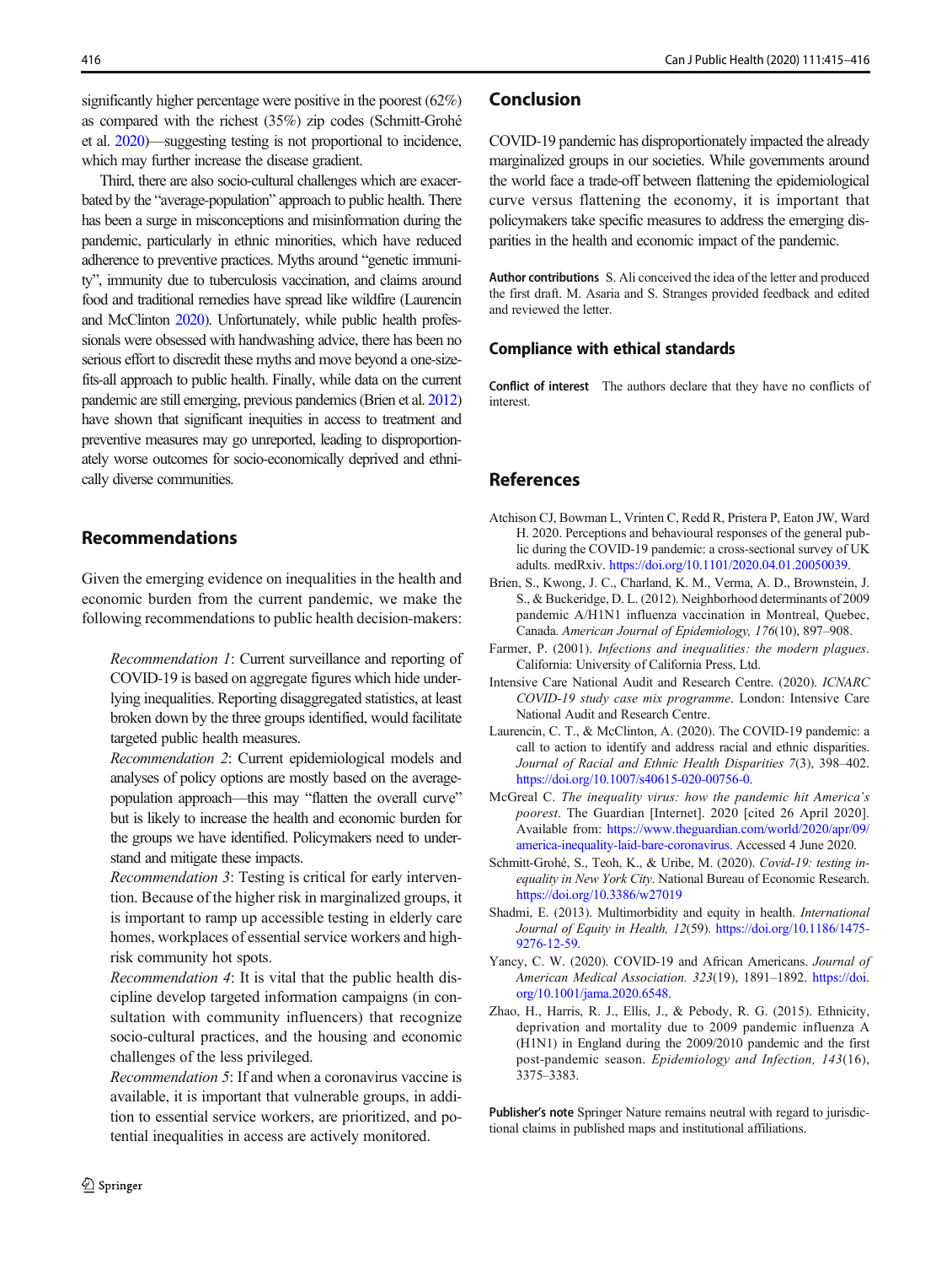significantly higher percentage were positive in the poorest (62%) as compared with the richest (35%) zip codes (Schmitt-Grohé et al. 2020)—suggesting testing is not proportional to incidence, which may further increase the disease gradient.

Third, there are also socio-cultural challenges which are exacerbated by the "average-population" approach to public health. There has been a surge in misconceptions and misinformation during the pandemic, particularly in ethnic minorities, which have reduced adherence to preventive practices. Myths around "genetic immunity", immunity due to tuberculosis vaccination, and claims around food and traditional remedies have spread like wildfire (Laurencin and McClinton 2020). Unfortunately, while public health professionals were obsessed with handwashing advice, there has been no serious effort to discredit these myths and move beyond a one-size-fits-all approach to public health. Finally, while data on the current pandemic are still emerging, previous pandemics (Brien et al. 2012) have shown that significant inequities in access to treatment and preventive measures may go unreported, leading to disproportionately worse outcomes for socio-economically deprived and ethnically diverse communities.

## Recommendations

Given the emerging evidence on inequalities in the health and economic burden from the current pandemic, we make the following recommendations to public health decision-makers:

*Recommendation 1*: Current surveillance and reporting of COVID-19 is based on aggregate figures which hide underlying inequalities. Reporting disaggregated statistics, at least broken down by the three groups identified, would facilitate targeted public health measures.

*Recommendation 2*: Current epidemiological models and analyses of policy options are mostly based on the average-population approach—this may "flatten the overall curve" but is likely to increase the health and economic burden for the groups we have identified. Policymakers need to understand and mitigate these impacts.

*Recommendation 3*: Testing is critical for early intervention. Because of the higher risk in marginalized groups, it is important to ramp up accessible testing in elderly care homes, workplaces of essential service workers and high-risk community hot spots.

*Recommendation 4*: It is vital that the public health discipline develop targeted information campaigns (in consultation with community influencers) that recognize socio-cultural practices, and the housing and economic challenges of the less privileged.

*Recommendation 5*: If and when a coronavirus vaccine is available, it is important that vulnerable groups, in addition to essential service workers, are prioritized, and potential inequalities in access are actively monitored.

## Conclusion

COVID-19 pandemic has disproportionately impacted the already marginalized groups in our societies. While governments around the world face a trade-off between flattening the epidemiological curve versus flattening the economy, it is important that policymakers take specific measures to address the emerging disparities in the health and economic impact of the pandemic.

**Author contributions** S. Ali conceived the idea of the letter and produced the first draft. M. Asaria and S. Stranges provided feedback and edited and reviewed the letter.

### Compliance with ethical standards

**Conflict of interest** The authors declare that they have no conflicts of interest.

## References

Atchison CJ, Bowman L, Vrinten C, Redd R, Pristera P, Eaton JW, Ward H. 2020. Perceptions and behavioural responses of the general public during the COVID-19 pandemic: a cross-sectional survey of UK adults. medRxiv. https://doi.org/10.1101/2020.04.01.20050039.

Brien, S., Kwong, J. C., Charland, K. M., Verma, A. D., Brownstein, J. S., & Buckeridge, D. L. (2012). Neighborhood determinants of 2009 pandemic A/H1N1 influenza vaccination in Montreal, Quebec, Canada. *American Journal of Epidemiology, 176*(10), 897–908.

Farmer, P. (2001). *Infections and inequalities: the modern plagues*. California: University of California Press, Ltd.

Intensive Care National Audit and Research Centre. (2020). *ICNARC COVID-19 study case mix programme*. London: Intensive Care National Audit and Research Centre.

Laurencin, C. T., & McClinton, A. (2020). The COVID-19 pandemic: a call to action to identify and address racial and ethnic disparities. *Journal of Racial and Ethnic Health Disparities 7*(3), 398–402. https://doi.org/10.1007/s40615-020-00756-0.

McGreal C. *The inequality virus: how the pandemic hit America's poorest*. The Guardian [Internet]. 2020 [cited 26 April 2020]. Available from: https://www.theguardian.com/world/2020/apr/09/america-inequality-laid-bare-coronavirus. Accessed 4 June 2020.

Schmitt-Grohé, S., Teoh, K., & Uribe, M. (2020). *Covid-19: testing inequality in New York City*. National Bureau of Economic Research. https://doi.org/10.3386/w27019

Shadmi, E. (2013). Multimorbidity and equity in health. *International Journal of Equity in Health, 12*(59). https://doi.org/10.1186/1475-9276-12-59.

Yancy, C. W. (2020). COVID-19 and African Americans. *Journal of American Medical Association. 323*(19), 1891–1892. https://doi.org/10.1001/jama.2020.6548.

Zhao, H., Harris, R. J., Ellis, J., & Pebody, R. G. (2015). Ethnicity, deprivation and mortality due to 2009 pandemic influenza A (H1N1) in England during the 2009/2010 pandemic and the first post-pandemic season. *Epidemiology and Infection, 143*(16), 3375–3383.

**Publisher's note** Springer Nature remains neutral with regard to jurisdictional claims in published maps and institutional affiliations.